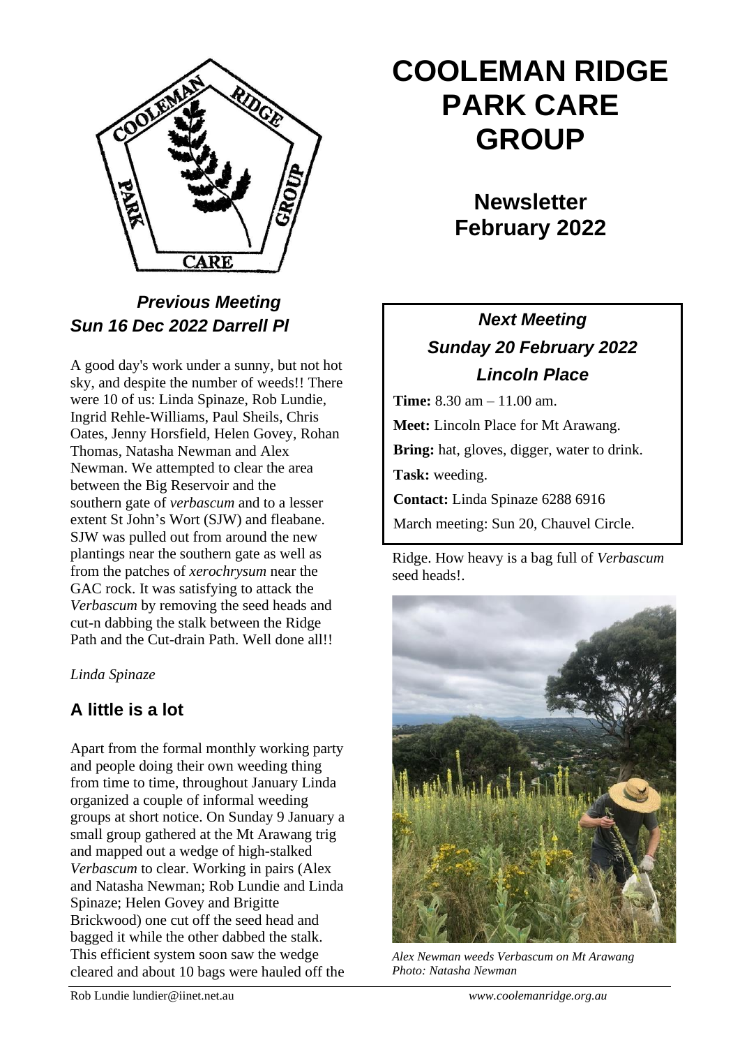# COOLEMAN RIDGE PARK CARE GROUP

## Newsletter February 2022

### *Previous Meeting Sun 16 Dec 2022 Darrell Pl*

A good day's work under a sunny, but not hot sky, and despite the number of weeds!! There were 10 of us: Linda Spinaze, Rob Lundie, Ingrid Rehle-Williams, Paul Sheils, Chris Oates, Jenny Horsfield, Helen Govey, Rohan Thomas, Natasha Newman and Alex Newman. We attempted to clear the area between the Big Reservoir and the southern gate of *verbascum* and to a lesser extent St John's Wort (SJW) and fleabane. SJW was pulled out from around the new plantings near the southern gate as well as from the patches of *xerochrysum* near the GAC rock. It was satisfying to attack the *Verbascum* by removing the seed heads and cut-n dabbing the stalk between the Ridge Path and the Cut-drain Path. Well done all!!

*Linda Spinaze*

### *Next Meeting Sunday 20 February 2022 Lincoln Place*

**Time:** 8.30 am – 11.00 am.

**Meet:** Lincoln Place for Mt Arawang.

**Bring:** hat, gloves, digger, water to drink.

**Task:** weeding.

**Contact:** Linda Spinaze 6288 6916

March meeting: Sun 20, Chauvel Circle.

## A little is a lot

Apart from the formal monthly working party and people doing their own weeding thing from time to time, throughout January Linda organized a couple of informal weeding groups at short notice. On Sunday 9 January a small group gathered at the Mt Arawang trig and mapped out a wedge of high-stalked *Verbascum* to clear. Working in pairs (Alex and Natasha Newman; Rob Lundie and Linda Spinaze; Helen Govey and Brigitte Brickwood) one cut off the seed head and bagged it while the other dabbed the stalk. This efficient system soon saw the wedge cleared and about 10 bags were hauled off the Ridge. How heavy is a bag full of *Verbascum* seed heads!.

*Alex Newman weeds Verbascum on Mt Arawang Photo: Natasha Newman*

Rob Lundie lundier@iinet.net.au www.coolemanridge.org.au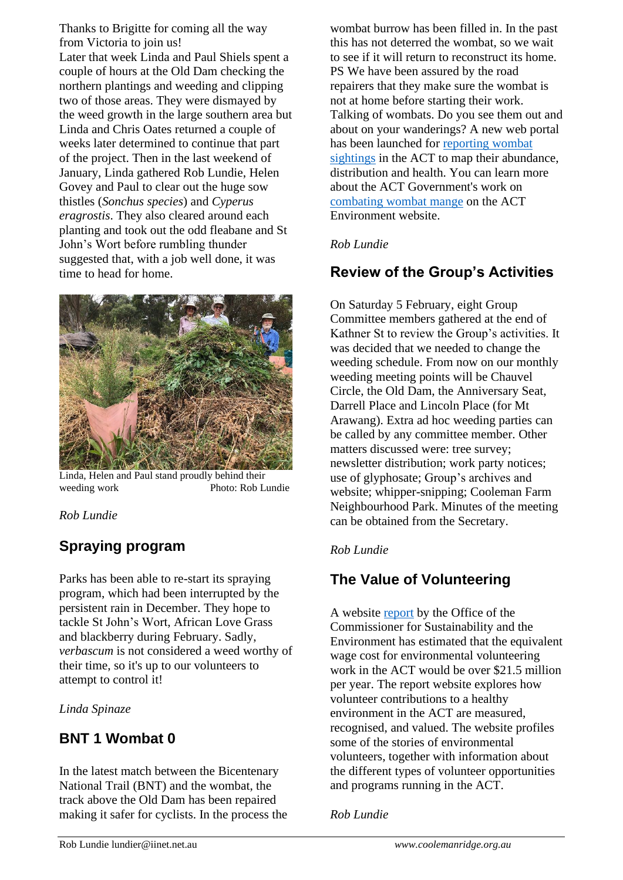Thanks to Brigitte for coming all the way from Victoria to join us!

Later that week Linda and Paul Shiels spent a couple of hours at the Old Dam checking the northern plantings and weeding and clipping two of those areas. They were dismayed by the weed growth in the large southern area but Linda and Chris Oates returned a couple of weeks later determined to continue that part of the project. Then in the last weekend of January, Linda gathered Rob Lundie, Helen Govey and Paul to clear out the huge sow thistles (*Sonchus species*) and *Cyperus eragrostis*. They also cleared around each planting and took out the odd fleabane and St John's Wort before rumbling thunder suggested that, with a job well done, it was time to head for home.

Linda, Helen and Paul stand proudly behind their weeding work Photo: Rob Lundie

*Rob Lundie*

## Spraying program

Parks has been able to re-start its spraying program, which had been interrupted by the persistent rain in December. They hope to tackle St John's Wort, African Love Grass and blackberry during February. Sadly, *verbascum* is not considered a weed worthy of their time, so it's up to our volunteers to attempt to control it!

*Linda Spinaze*

## BNT 1 Wombat 0

In the latest match between the Bicentenary National Trail (BNT) and the wombat, the track above the Old Dam has been repaired making it safer for cyclists. In the process the wombat burrow has been filled in. In the past this has not deterred the wombat, so we wait to see if it will return to reconstruct its home. PS We have been assured by the road repairers that they make sure the wombat is not at home before starting their work.

Talking of wombats. Do you see them out and about on your wanderings? A new web portal has been launched for reporting wombat sightings in the ACT to map their abundance, distribution and health. You can learn more about the ACT Government's work on combating wombat mange on the ACT Environment website.

*Rob Lundie*

## Review of the Group's Activities

On Saturday 5 February, eight Group Committee members gathered at the end of Kathner St to review the Group's activities. It was decided that we needed to change the weeding schedule. From now on our monthly weeding meeting points will be Chauvel Circle, the Old Dam, the Anniversary Seat, Darrell Place and Lincoln Place (for Mt Arawang). Extra ad hoc weeding parties can be called by any committee member. Other matters discussed were: tree survey; newsletter distribution; work party notices; use of glyphosate; Group's archives and website; whipper-snipping; Cooleman Farm Neighbourhood Park. Minutes of the meeting can be obtained from the Secretary.

*Rob Lundie*

## The Value of Volunteering

A website report by the Office of the Commissioner for Sustainability and the Environment has estimated that the equivalent wage cost for environmental volunteering work in the ACT would be over $21.5 million per year. The report website explores how volunteer contributions to a healthy environment in the ACT are measured, recognised, and valued. The website profiles some of the stories of environmental volunteers, together with information about the different types of volunteer opportunities and programs running in the ACT.

*Rob Lundie*